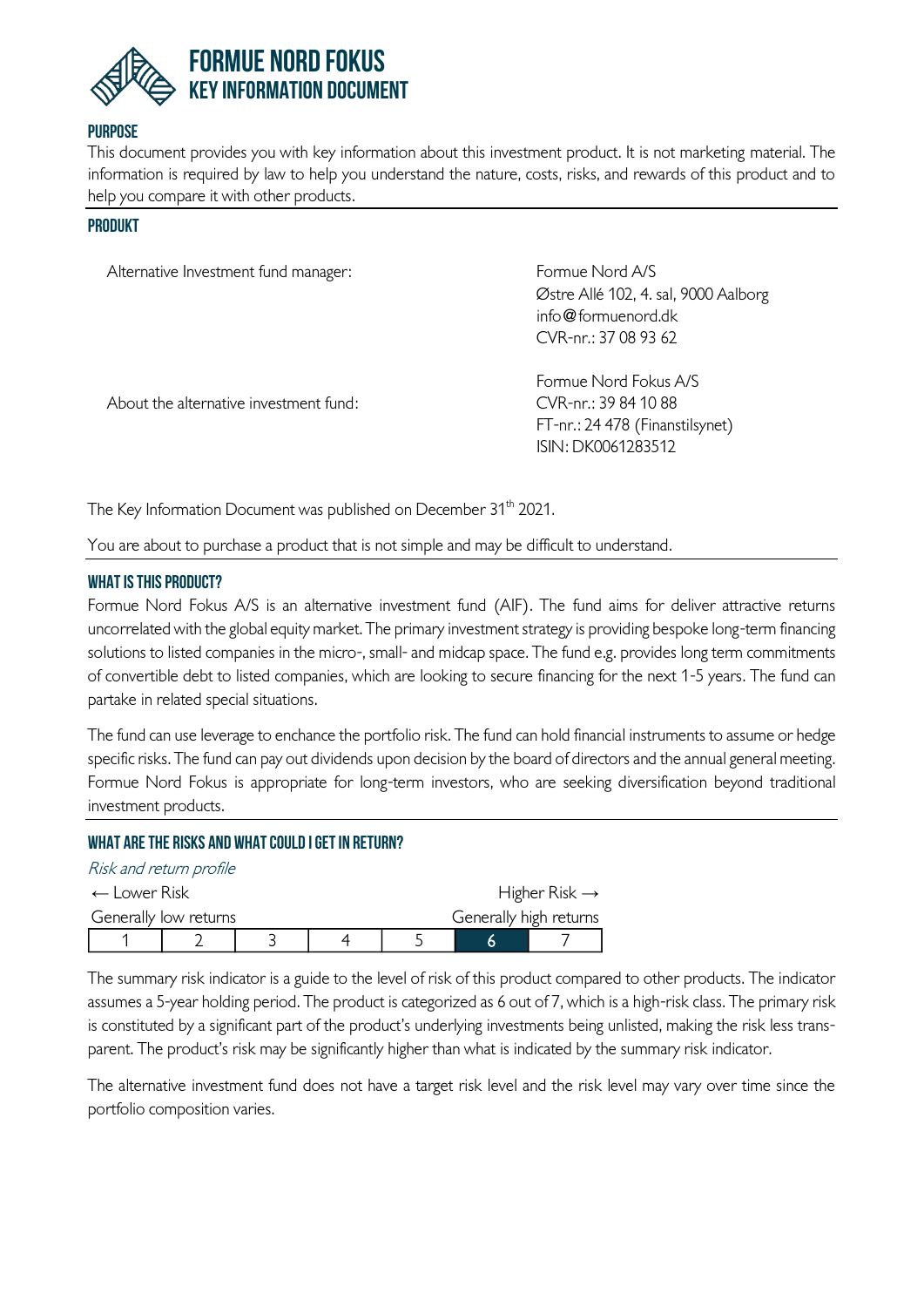# FORMUE NORD FOKUS
## KEY INFORMATION DOCUMENT

### PURPOSE

This document provides you with key information about this investment product. It is not marketing material. The information is required by law to help you understand the nature, costs, risks, and rewards of this product and to help you compare it with other products.

### PRODUKT

| | |
|---|---|
| Alternative Investment fund manager: | Formue Nord A/S<br>Østre Allé 102, 4. sal, 9000 Aalborg<br>info@formuenord.dk<br>CVR-nr.: 37 08 93 62 |
| About the alternative investment fund: | Formue Nord Fokus A/S<br>CVR-nr.: 39 84 10 88<br>FT-nr.: 24 478 (Finanstilsynet)<br>ISIN: DK0061283512 |

The Key Information Document was published on December 31th 2021.

You are about to purchase a product that is not simple and may be difficult to understand.

### WHAT IS THIS PRODUCT?

Formue Nord Fokus A/S is an alternative investment fund (AIF). The fund aims for deliver attractive returns uncorrelated with the global equity market. The primary investment strategy is providing bespoke long-term financing solutions to listed companies in the micro-, small- and midcap space. The fund e.g. provides long term commitments of convertible debt to listed companies, which are looking to secure financing for the next 1-5 years. The fund can partake in related special situations.

The fund can use leverage to enchance the portfolio risk. The fund can hold financial instruments to assume or hedge specific risks. The fund can pay out dividends upon decision by the board of directors and the annual general meeting. Formue Nord Fokus is appropriate for long-term investors, who are seeking diversification beyond traditional investment products.

### WHAT ARE THE RISKS AND WHAT COULD I GET IN RETURN?

*Risk and return profile*

← Lower Risk — Higher Risk →

Generally low returns — Generally high returns

| 1 | 2 | 3 | 4 | 5 | **6** | 7 |
|---|---|---|---|---|---|---|

The summary risk indicator is a guide to the level of risk of this product compared to other products. The indicator assumes a 5-year holding period. The product is categorized as 6 out of 7, which is a high-risk class. The primary risk is constituted by a significant part of the product's underlying investments being unlisted, making the risk less transparent. The product's risk may be significantly higher than what is indicated by the summary risk indicator.

The alternative investment fund does not have a target risk level and the risk level may vary over time since the portfolio composition varies.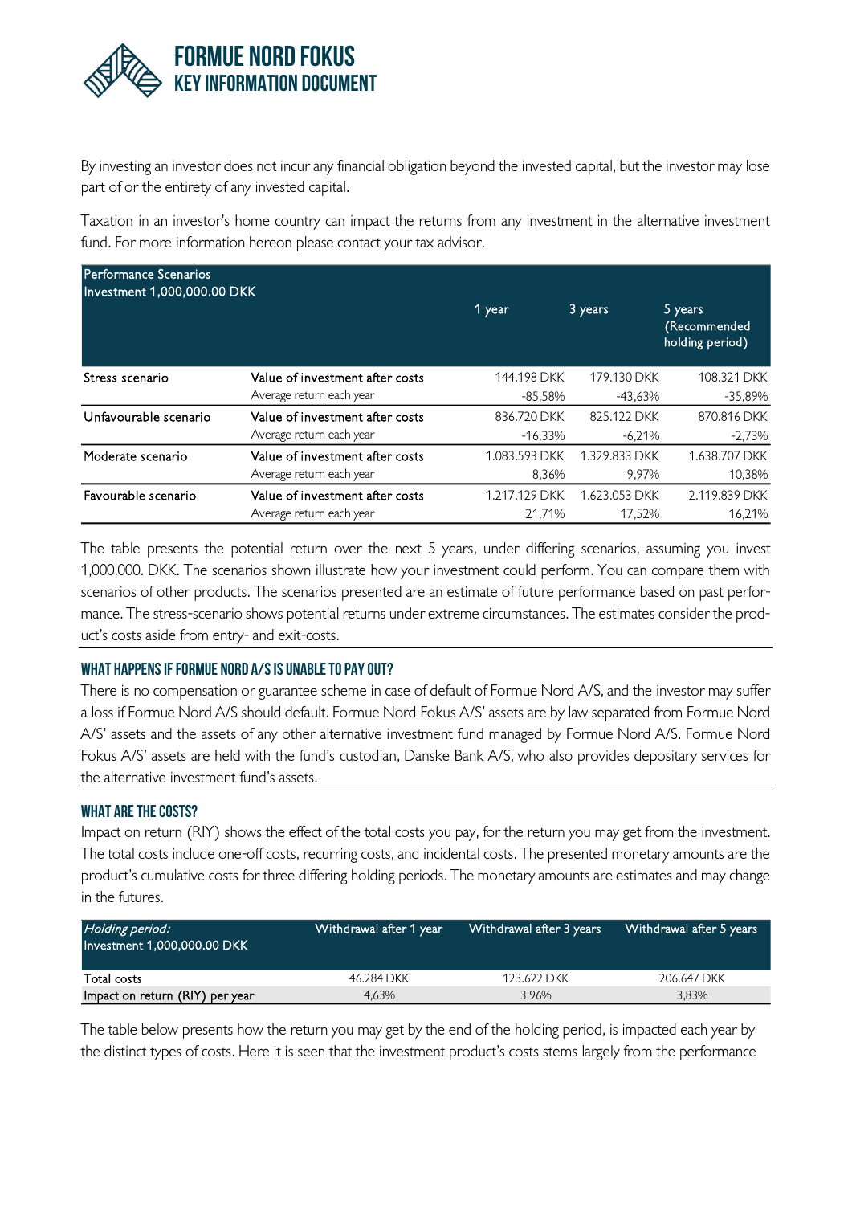By investing an investor does not incur any financial obligation beyond the invested capital, but the investor may lose part of or the entirety of any invested capital.

Taxation in an investor's home country can impact the returns from any investment in the alternative investment fund. For more information hereon please contact your tax advisor.

| Performance Scenarios<br>Investment 1,000,000.00 DKK | | 1 year | 3 years | 5 years<br>(Recommended holding period) |
|---|---|---|---|---|
| Stress scenario | Value of investment after costs | 144.198 DKK | 179.130 DKK | 108.321 DKK |
| | Average return each year | -85,58% | -43,63% | -35,89% |
| Unfavourable scenario | Value of investment after costs | 836.720 DKK | 825.122 DKK | 870.816 DKK |
| | Average return each year | -16,33% | -6,21% | -2,73% |
| Moderate scenario | Value of investment after costs | 1.083.593 DKK | 1.329.833 DKK | 1.638.707 DKK |
| | Average return each year | 8,36% | 9,97% | 10,38% |
| Favourable scenario | Value of investment after costs | 1.217.129 DKK | 1.623.053 DKK | 2.119.839 DKK |
| | Average return each year | 21,71% | 17,52% | 16,21% |

The table presents the potential return over the next 5 years, under differing scenarios, assuming you invest 1,000,000. DKK. The scenarios shown illustrate how your investment could perform. You can compare them with scenarios of other products. The scenarios presented are an estimate of future performance based on past performance. The stress-scenario shows potential returns under extreme circumstances. The estimates consider the product's costs aside from entry- and exit-costs.

## WHAT HAPPENS IF FORMUE NORD A/S IS UNABLE TO PAY OUT?

There is no compensation or guarantee scheme in case of default of Formue Nord A/S, and the investor may suffer a loss if Formue Nord A/S should default. Formue Nord Fokus A/S' assets are by law separated from Formue Nord A/S' assets and the assets of any other alternative investment fund managed by Formue Nord A/S. Formue Nord Fokus A/S' assets are held with the fund's custodian, Danske Bank A/S, who also provides depositary services for the alternative investment fund's assets.

## WHAT ARE THE COSTS?

Impact on return (RIY) shows the effect of the total costs you pay, for the return you may get from the investment. The total costs include one-off costs, recurring costs, and incidental costs. The presented monetary amounts are the product's cumulative costs for three differing holding periods. The monetary amounts are estimates and may change in the futures.

| *Holding period:*<br>Investment 1,000,000.00 DKK | Withdrawal after 1 year | Withdrawal after 3 years | Withdrawal after 5 years |
|---|---|---|---|
| Total costs | 46.284 DKK | 123.622 DKK | 206.647 DKK |
| Impact on return (RIY) per year | 4,63% | 3,96% | 3,83% |

The table below presents how the return you may get by the end of the holding period, is impacted each year by the distinct types of costs. Here it is seen that the investment product's costs stems largely from the performance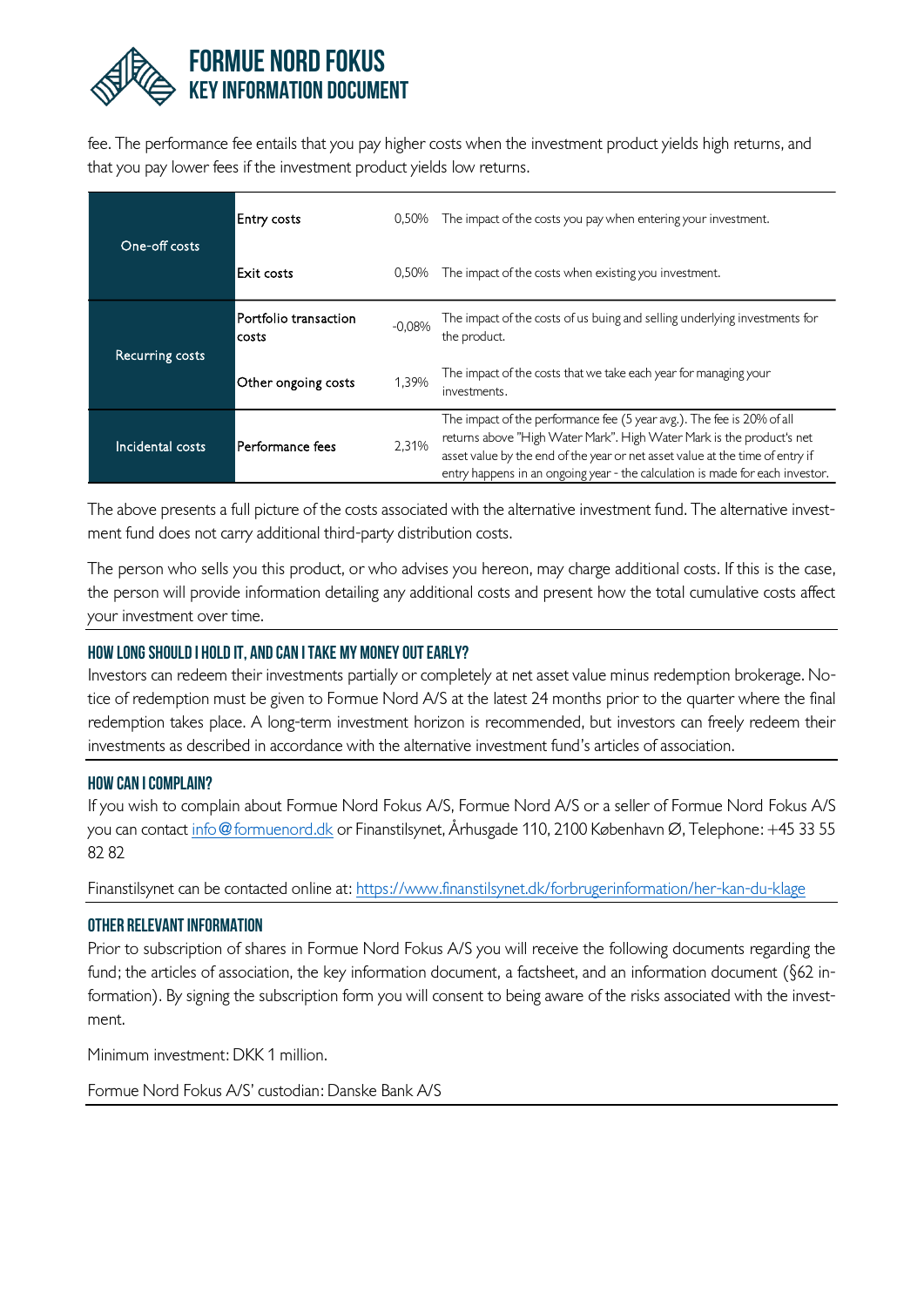fee. The performance fee entails that you pay higher costs when the investment product yields high returns, and that you pay lower fees if the investment product yields low returns.

| | | | |
|---|---|---|---|
| One-off costs | Entry costs | 0,50% | The impact of the costs you pay when entering your investment. |
| | Exit costs | 0,50% | The impact of the costs when existing you investment. |
| Recurring costs | Portfolio transaction costs | -0,08% | The impact of the costs of us buing and selling underlying investments for the product. |
| | Other ongoing costs | 1,39% | The impact of the costs that we take each year for managing your investments. |
| Incidental costs | Performance fees | 2,31% | The impact of the performance fee (5 year avg.). The fee is 20% of all returns above "High Water Mark". High Water Mark is the product's net asset value by the end of the year or net asset value at the time of entry if entry happens in an ongoing year - the calculation is made for each investor. |

The above presents a full picture of the costs associated with the alternative investment fund. The alternative investment fund does not carry additional third-party distribution costs.

The person who sells you this product, or who advises you hereon, may charge additional costs. If this is the case, the person will provide information detailing any additional costs and present how the total cumulative costs affect your investment over time.

## HOW LONG SHOULD I HOLD IT, AND CAN I TAKE MY MONEY OUT EARLY?

Investors can redeem their investments partially or completely at net asset value minus redemption brokerage. Notice of redemption must be given to Formue Nord A/S at the latest 24 months prior to the quarter where the final redemption takes place. A long-term investment horizon is recommended, but investors can freely redeem their investments as described in accordance with the alternative investment fund's articles of association.

## HOW CAN I COMPLAIN?

If you wish to complain about Formue Nord Fokus A/S, Formue Nord A/S or a seller of Formue Nord Fokus A/S you can contact info@formuenord.dk or Finanstilsynet, Århusgade 110, 2100 København Ø, Telephone: +45 33 55 82 82

Finanstilsynet can be contacted online at: https://www.finanstilsynet.dk/forbrugerinformation/her-kan-du-klage

## OTHER RELEVANT INFORMATION

Prior to subscription of shares in Formue Nord Fokus A/S you will receive the following documents regarding the fund; the articles of association, the key information document, a factsheet, and an information document (§62 information). By signing the subscription form you will consent to being aware of the risks associated with the investment.

Minimum investment: DKK 1 million.

Formue Nord Fokus A/S' custodian: Danske Bank A/S